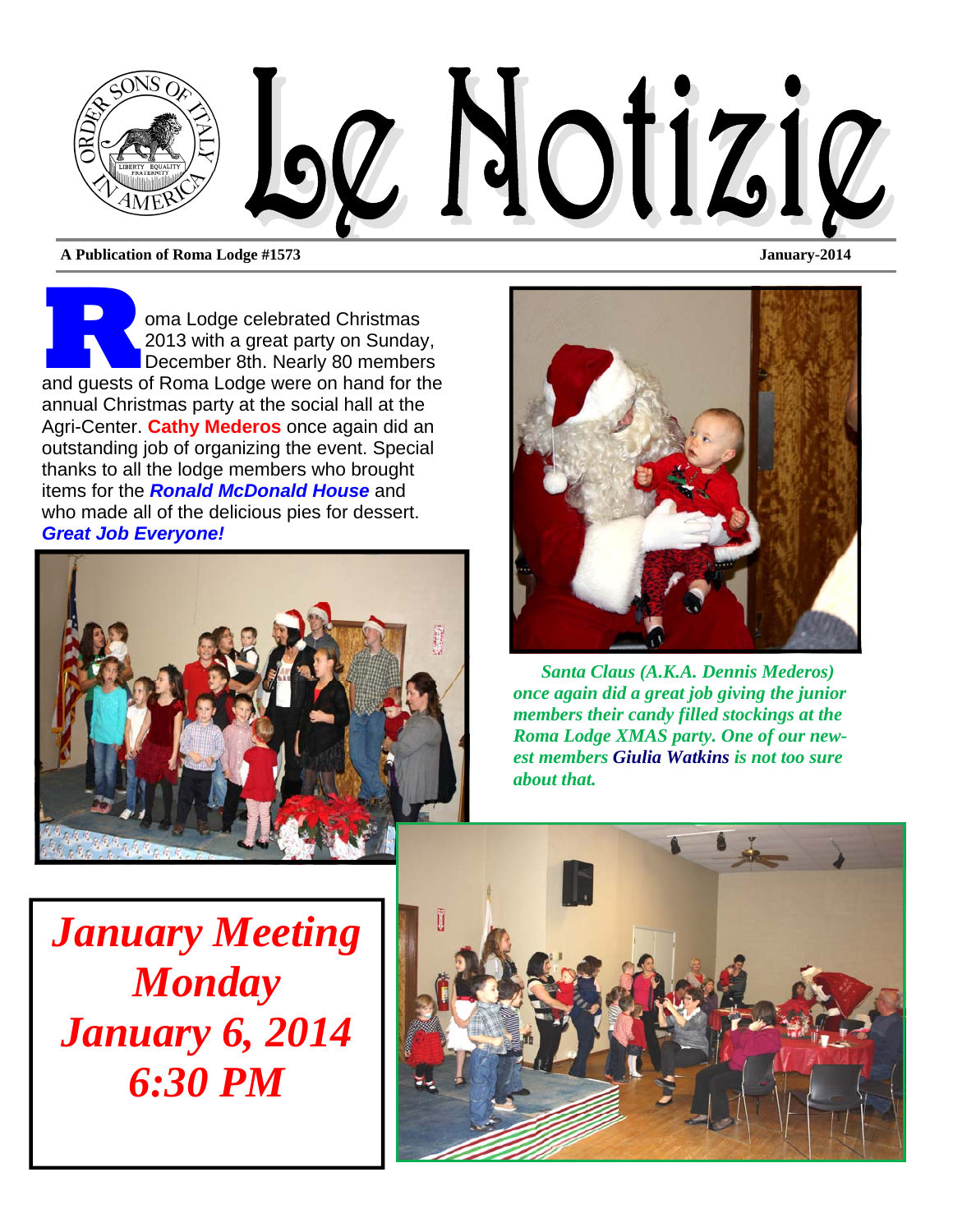# Le Notizie

**A Publication of Roma Lodge #1573** **January-2014**

Roma Lodge celebrated Christmas 2013 with a great party on Sunday, December 8th. Nearly 80 members and guests of Roma Lodge were on hand for the annual Christmas party at the social hall at the Agri-Center. **Cathy Mederos** once again did an outstanding job of organizing the event. Special thanks to all the lodge members who brought items for the ***Ronald McDonald House*** and who made all of the delicious pies for dessert. ***Great Job Everyone!***

*Santa Claus (A.K.A. Dennis Mederos) once again did a great job giving the junior members their candy filled stockings at the Roma Lodge XMAS party. One of our newest members **Giulia Watkins** is not too sure about that.*

***January Meeting***
***Monday***
***January 6, 2014***
***6:30 PM***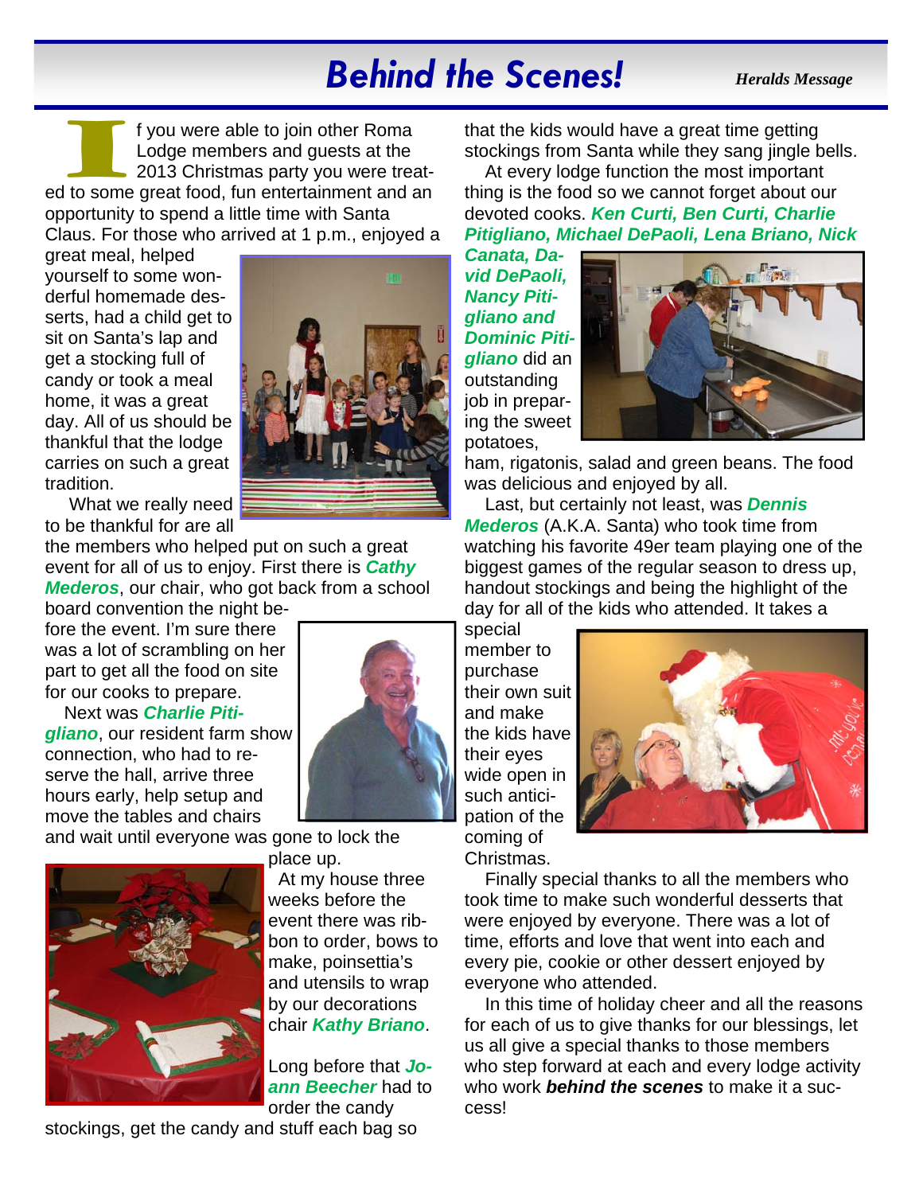# Behind the Scenes!

*Heralds Message*

If you were able to join other Roma Lodge members and guests at the 2013 Christmas party you were treated to some great food, fun entertainment and an opportunity to spend a little time with Santa Claus. For those who arrived at 1 p.m., enjoyed a great meal, helped yourself to some wonderful homemade desserts, had a child get to sit on Santa's lap and get a stocking full of candy or took a meal home, it was a great day. All of us should be thankful that the lodge carries on such a great tradition.

What we really need to be thankful for are all the members who helped put on such a great event for all of us to enjoy. First there is ***Cathy Mederos***, our chair, who got back from a school board convention the night before the event. I'm sure there was a lot of scrambling on her part to get all the food on site for our cooks to prepare.

Next was ***Charlie Pitigliano***, our resident farm show connection, who had to reserve the hall, arrive three hours early, help setup and move the tables and chairs and wait until everyone was gone to lock the place up.

At my house three weeks before the event there was ribbon to order, bows to make, poinsettia's and utensils to wrap by our decorations chair ***Kathy Briano***.

Long before that ***Joann Beecher*** had to order the candy stockings, get the candy and stuff each bag so that the kids would have a great time getting stockings from Santa while they sang jingle bells.

At every lodge function the most important thing is the food so we cannot forget about our devoted cooks. ***Ken Curti, Ben Curti, Charlie Pitigliano, Michael DePaoli, Lena Briano, Nick Canata, David DePaoli, Nancy Pitigliano and Dominic Pitigliano*** did an outstanding job in preparing the sweet potatoes, ham, rigatonis, salad and green beans. The food was delicious and enjoyed by all.

Last, but certainly not least, was ***Dennis Mederos*** (A.K.A. Santa) who took time from watching his favorite 49er team playing one of the biggest games of the regular season to dress up, handout stockings and being the highlight of the day for all of the kids who attended. It takes a special member to purchase their own suit and make the kids have their eyes wide open in such anticipation of the coming of Christmas.

Finally special thanks to all the members who took time to make such wonderful desserts that were enjoyed by everyone. There was a lot of time, efforts and love that went into each and every pie, cookie or other dessert enjoyed by everyone who attended.

In this time of holiday cheer and all the reasons for each of us to give thanks for our blessings, let us all give a special thanks to those members who step forward at each and every lodge activity who work ***behind the scenes*** to make it a success!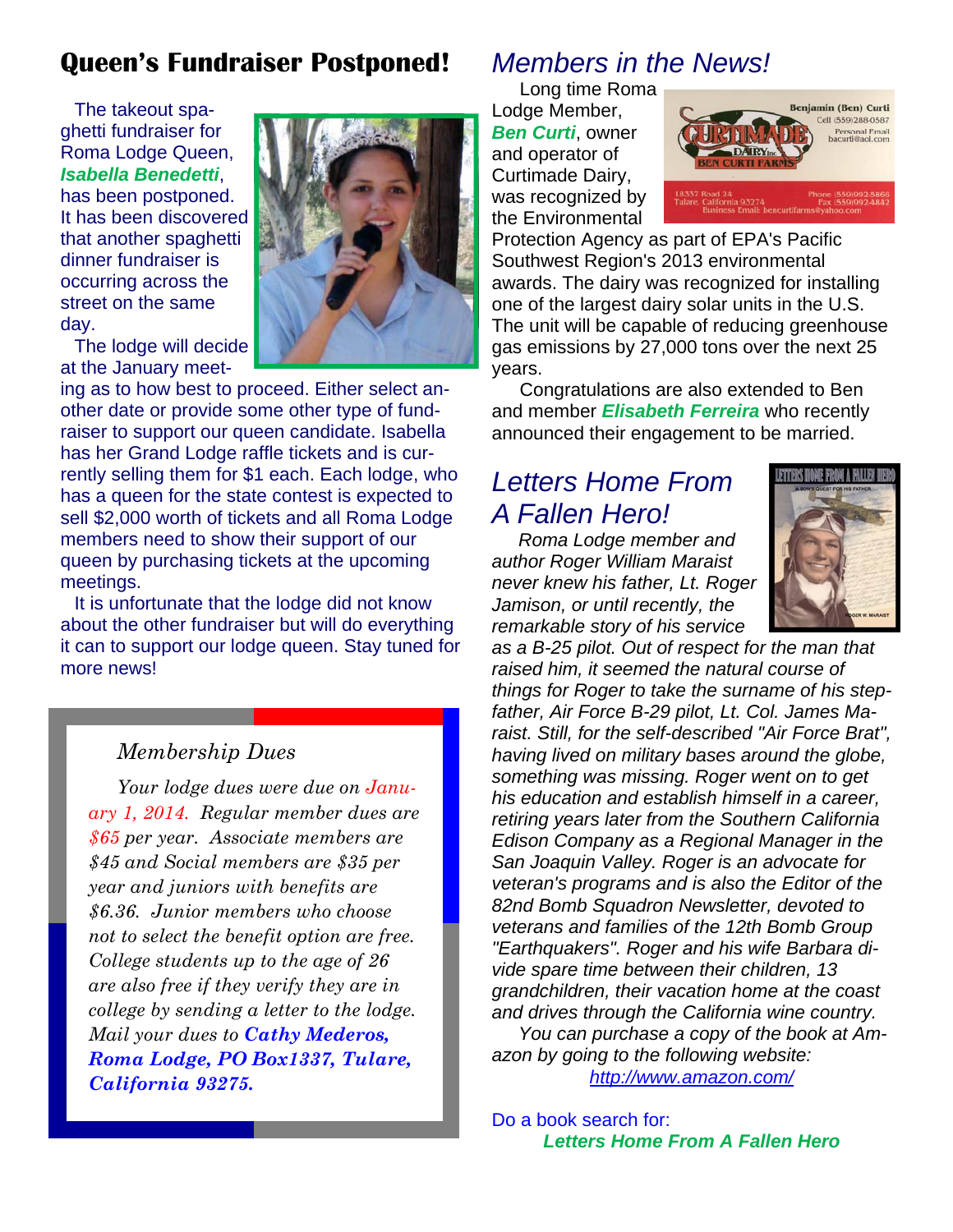# Queen's Fundraiser Postponed!

The takeout spaghetti fundraiser for Roma Lodge Queen, ***Isabella Benedetti***, has been postponed. It has been discovered that another spaghetti dinner fundraiser is occurring across the street on the same day.

The lodge will decide at the January meeting as to how best to proceed. Either select another date or provide some other type of fundraiser to support our queen candidate. Isabella has her Grand Lodge raffle tickets and is currently selling them for $1 each. Each lodge, who has a queen for the state contest is expected to sell $2,000 worth of tickets and all Roma Lodge members need to show their support of our queen by purchasing tickets at the upcoming meetings.

It is unfortunate that the lodge did not know about the other fundraiser but will do everything it can to support our lodge queen. Stay tuned for more news!

### *Membership Dues*

*Your lodge dues were due on January 1, 2014. Regular member dues are $65 per year. Associate members are $45 and Social members are $35 per year and juniors with benefits are $6.36. Junior members who choose not to select the benefit option are free. College students up to the age of 26 are also free if they verify they are in college by sending a letter to the lodge. Mail your dues to **Cathy Mederos, Roma Lodge, PO Box1337, Tulare, California 93275.***

## *Members in the News!*

Long time Roma Lodge Member, ***Ben Curti***, owner and operator of Curtimade Dairy, was recognized by the Environmental Protection Agency as part of EPA's Pacific Southwest Region's 2013 environmental awards. The dairy was recognized for installing one of the largest dairy solar units in the U.S. The unit will be capable of reducing greenhouse gas emissions by 27,000 tons over the next 25 years.

Congratulations are also extended to Ben and member ***Elisabeth Ferreira*** who recently announced their engagement to be married.

## *Letters Home From A Fallen Hero!*

*Roma Lodge member and author Roger William Maraist never knew his father, Lt. Roger Jamison, or until recently, the remarkable story of his service as a B-25 pilot. Out of respect for the man that raised him, it seemed the natural course of things for Roger to take the surname of his stepfather, Air Force B-29 pilot, Lt. Col. James Maraist. Still, for the self-described "Air Force Brat", having lived on military bases around the globe, something was missing. Roger went on to get his education and establish himself in a career, retiring years later from the Southern California Edison Company as a Regional Manager in the San Joaquin Valley. Roger is an advocate for veteran's programs and is also the Editor of the 82nd Bomb Squadron Newsletter, devoted to veterans and families of the 12th Bomb Group "Earthquakers". Roger and his wife Barbara divide spare time between their children, 13 grandchildren, their vacation home at the coast and drives through the California wine country.*

*You can purchase a copy of the book at Amazon by going to the following website:*

*http://www.amazon.com/*

Do a book search for:

***Letters Home From A Fallen Hero***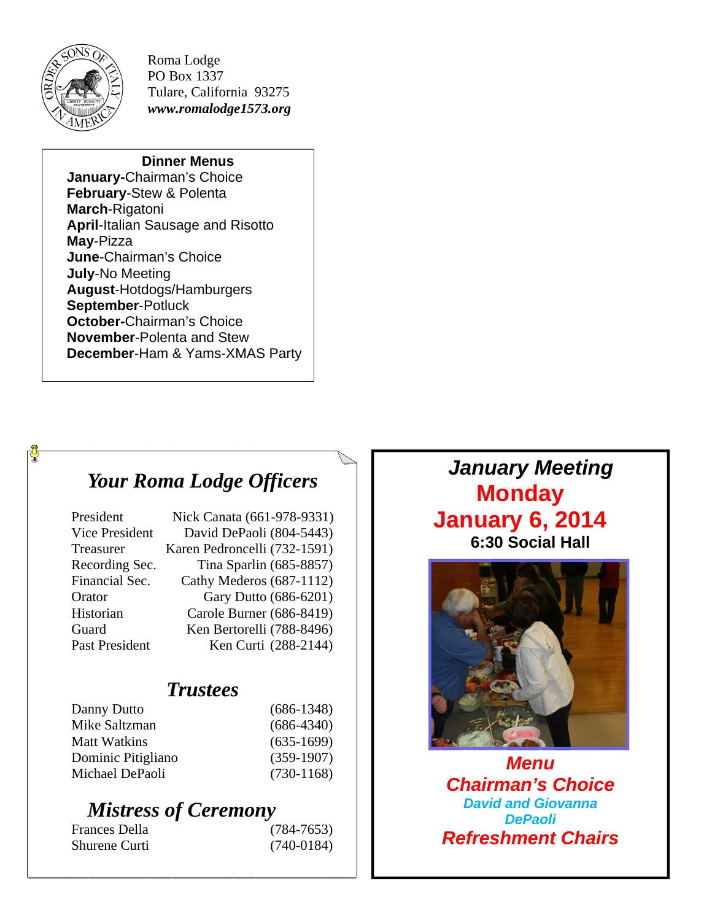Roma Lodge
PO Box 1337
Tulare, California 93275
***www.romalodge1573.org***

**Dinner Menus**

**January-**Chairman's Choice
**February**-Stew & Polenta
**March**-Rigatoni
**April**-Italian Sausage and Risotto
**May**-Pizza
**June**-Chairman's Choice
**July**-No Meeting
**August**-Hotdogs/Hamburgers
**September**-Potluck
**October-**Chairman's Choice
**November**-Polenta and Stew
**December**-Ham & Yams-XMAS Party

## *Your Roma Lodge Officers*

| | |
|---|---|
| President | Nick Canata (661-978-9331) |
| Vice President | David DePaoli (804-5443) |
| Treasurer | Karen Pedroncelli (732-1591) |
| Recording Sec. | Tina Sparlin (685-8857) |
| Financial Sec. | Cathy Mederos (687-1112) |
| Orator | Gary Dutto (686-6201) |
| Historian | Carole Burner (686-8419) |
| Guard | Ken Bertorelli (788-8496) |
| Past President | Ken Curti (288-2144) |

## *Trustees*

| | |
|---|---|
| Danny Dutto | (686-1348) |
| Mike Saltzman | (686-4340) |
| Matt Watkins | (635-1699) |
| Dominic Pitigliano | (359-1907) |
| Michael DePaoli | (730-1168) |

## *Mistress of Ceremony*

| | |
|---|---|
| Frances Della | (784-7653) |
| Shurene Curti | (740-0184) |

## *January Meeting*

**Monday**
**January 6, 2014**
**6:30 Social Hall**

***Menu***
***Chairman's Choice***
***David and Giovanna DePaoli***
***Refreshment Chairs***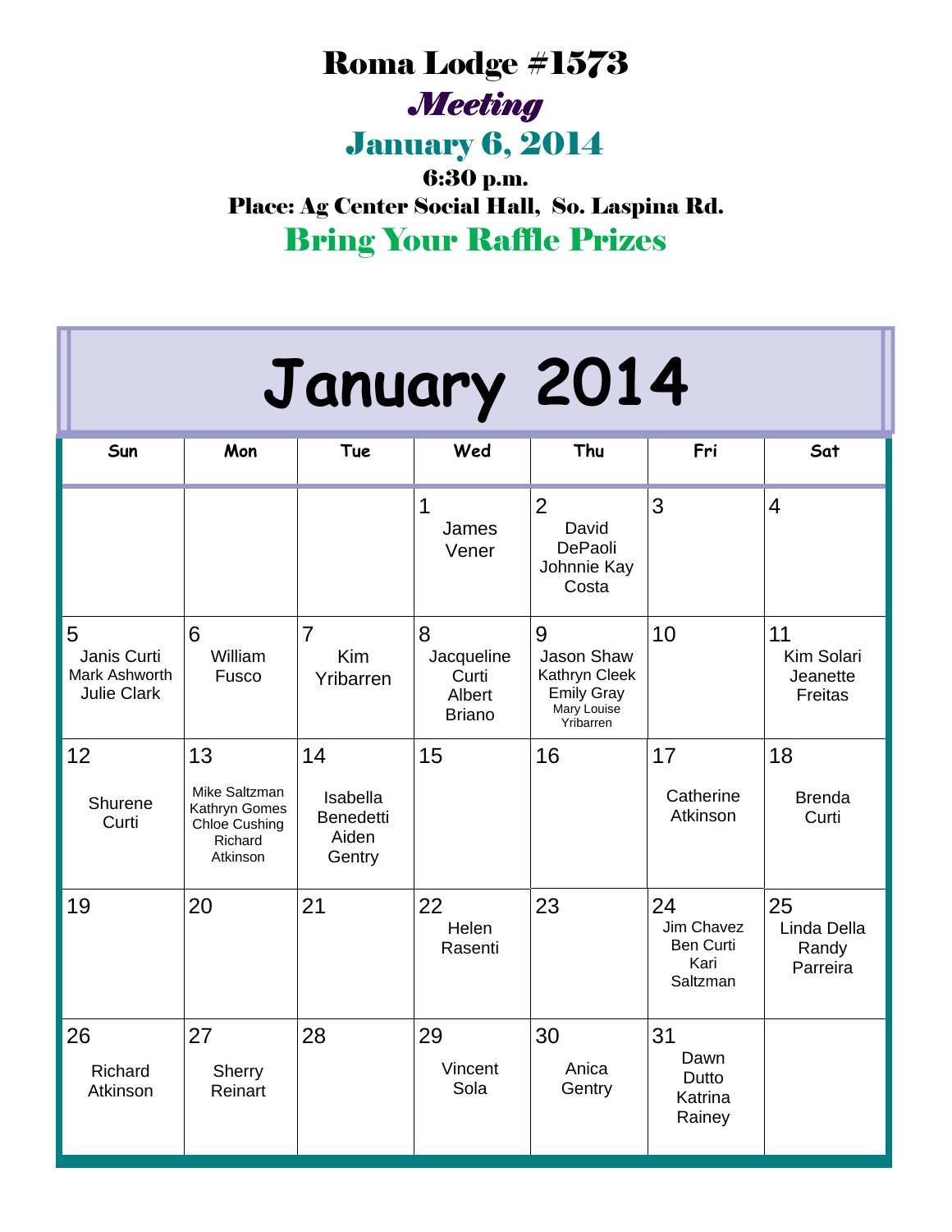# Roma Lodge #1573

## *Meeting*

## January 6, 2014

**6:30 p.m.**

**Place: Ag Center Social Hall, So. Laspina Rd.**

## Bring Your Raffle Prizes

# January 2014

| Sun | Mon | Tue | Wed | Thu | Fri | Sat |
|---|---|---|---|---|---|---|
| | | | 1 James Vener | 2 David DePaoli, Johnnie Kay Costa | 3 | 4 |
| 5 Janis Curti, Mark Ashworth, Julie Clark | 6 William Fusco | 7 Kim Yribarren | 8 Jacqueline Curti, Albert Briano | 9 Jason Shaw, Kathryn Cleek, Emily Gray, Mary Louise Yribarren | 10 | 11 Kim Solari, Jeanette Freitas |
| 12 Shurene Curti | 13 Mike Saltzman, Kathryn Gomes, Chloe Cushing, Richard Atkinson | 14 Isabella Benedetti, Aiden Gentry | 15 | 16 | 17 Catherine Atkinson | 18 Brenda Curti |
| 19 | 20 | 21 | 22 Helen Rasenti | 23 | 24 Jim Chavez, Ben Curti, Kari Saltzman | 25 Linda Della, Randy Parreira |
| 26 Richard Atkinson | 27 Sherry Reinart | 28 | 29 Vincent Sola | 30 Anica Gentry | 31 Dawn Dutto, Katrina Rainey | |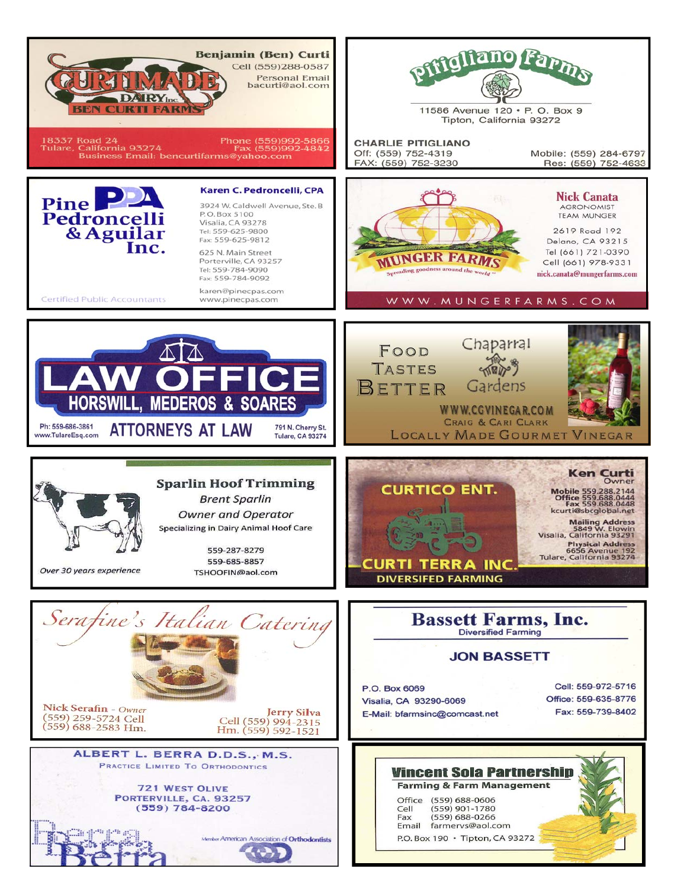**Benjamin (Ben) Curti**
Cell (559)288-0587
Personal Email
bacurti@aol.com

CURTIMADE DAIRY Inc.
BEN CURTI FARMS

18337 Road 24
Tulare, California 93274
Phone (559)992-5866
Fax (559)992-4842
Business Email: bencurtifarms@yahoo.com

---

**Pitigliano Farms**

11586 Avenue 120 • P. O. Box 9
Tipton, California 93272

CHARLIE PITIGLIANO
Off: (559) 752-4319
FAX: (559) 752-3230
Mobile: (559) 284-6797
Res: (559) 752-4633

---

**Pine Pedroncelli & Aguilar Inc.**

Certified Public Accountants

**Karen C. Pedroncelli, CPA**

3924 W. Caldwell Avenue, Ste. B
P.O. Box 5100
Visalia, CA 93278
Tel: 559-625-9800
Fax: 559-625-9812

625 N. Main Street
Porterville, CA 93257
Tel: 559-784-9090
Fax: 559-784-9092

karen@pinecpas.com
www.pinecpas.com

---

**MUNGER FARMS**
Spreading goodness around the world™

**Nick Canata**
AGRONOMIST
TEAM MUNGER

2619 Road 192
Delano, CA 93215
Tel (661) 721-0390
Cell (661) 978-9331
nick.canata@mungerfarms.com

WWW.MUNGERFARMS.COM

---

**LAW OFFICE**
**HORSWILL, MEDEROS & SOARES**

Ph: 559-686-3861
www.TulareEsq.com
ATTORNEYS AT LAW
791 N. Cherry St.
Tulare, CA 93274

---

Food Tastes Better

**Chaparral Gardens**

WWW.CGVINEGAR.COM
Craig & Cari Clark
Locally Made Gourmet Vinegar

---

**Sparlin Hoof Trimming**
*Brent Sparlin*
*Owner and Operator*
Specializing in Dairy Animal Hoof Care

559-287-8279
559-685-8857
TSHOOFIN@aol.com

*Over 30 years experience*

---

**CURTICO ENT.**
**CURTI TERRA INC.**
DIVERSIFED FARMING

**Ken Curti**
Owner

Mobile 559.288.2144
Office 559.688.0444
Fax 559.688.0448
kcurti@sbcglobal.net

Mailing Address
5849 W. Elowin
Visalia, California 93291

Physical Address
6656 Avenue 192
Tulare, California 93274

---

*Serafine's Italian Catering*

Nick Serafin - *Owner*
(559) 259-5724 Cell
(559) 688-2583 Hm.

Jerry Silva
Cell (559) 994-2315
Hm. (559) 592-1521

---

**Bassett Farms, Inc.**
Diversified Farming

**JON BASSETT**

P.O. Box 6069
Visalia, CA 93290-6069
E-Mail: bfarmsinc@comcast.net

Cell: 559-972-5716
Office: 559-635-8776
Fax: 559-739-8402

---

**ALBERT L. BERRA D.D.S., M.S.**
Practice Limited To Orthodontics

721 West Olive
Porterville, CA. 93257
(559) 784-8200

Berra

Member American Association of Orthodontists

---

**Vincent Sola Partnership**
**Farming & Farm Management**

Office (559) 688-0606
Cell (559) 901-1780
Fax (559) 688-0266
Email farmervs@aol.com

P.O. Box 190 • Tipton, CA 93272